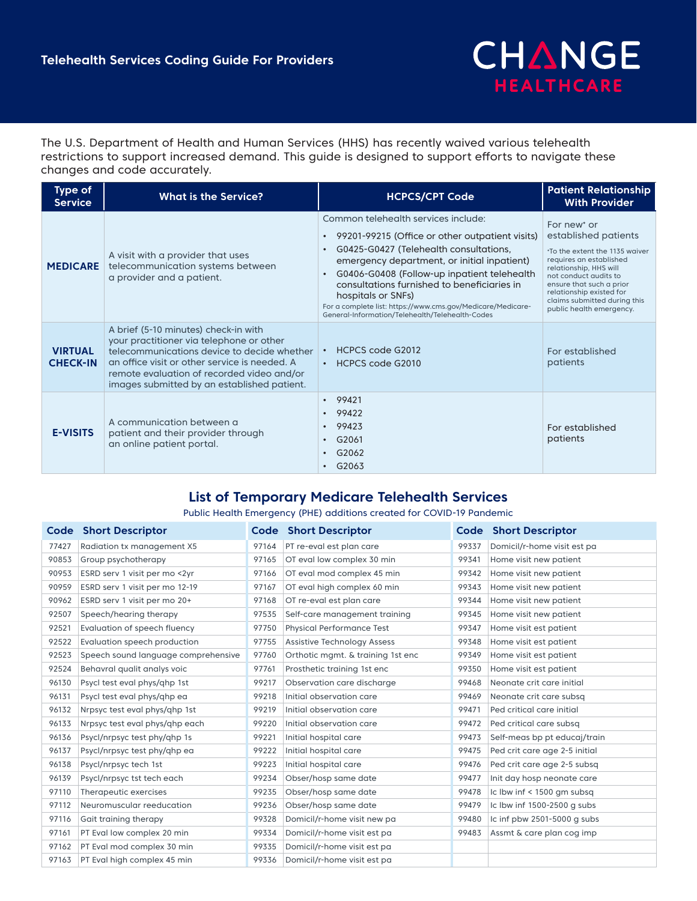# Telehealth Services Coding Guide For Providers

CHANGE HEALTHCARE

The U.S. Department of Health and Human Services (HHS) has recently waived various telehealth restrictions to support increased demand. This guide is designed to support efforts to navigate these changes and code accurately.

| Type of Service | What is the Service? | HCPCS/CPT Code | Patient Relationship With Provider |
| --- | --- | --- | --- |
| **MEDICARE** | A visit with a provider that uses telecommunication systems between a provider and a patient. | Common telehealth services include:<br>• 99201-99215 (Office or other outpatient visits)<br>• G0425-G0427 (Telehealth consultations, emergency department, or initial inpatient)<br>• G0406-G0408 (Follow-up inpatient telehealth consultations furnished to beneficiaries in hospitals or SNFs)<br>For a complete list: https://www.cms.gov/Medicare/Medicare-General-Information/Telehealth/Telehealth-Codes | For new* or established patients<br>*To the extent the 1135 waiver requires an established relationship, HHS will not conduct audits to ensure that such a prior relationship existed for claims submitted during this public health emergency. |
| **VIRTUAL CHECK-IN** | A brief (5-10 minutes) check-in with your practitioner via telephone or other telecommunications device to decide whether an office visit or other service is needed. A remote evaluation of recorded video and/or images submitted by an established patient. | • HCPCS code G2012<br>• HCPCS code G2010 | For established patients |
| **E-VISITS** | A communication between a patient and their provider through an online patient portal. | • 99421<br>• 99422<br>• 99423<br>• G2061<br>• G2062<br>• G2063 | For established patients |

## List of Temporary Medicare Telehealth Services

Public Health Emergency (PHE) additions created for COVID-19 Pandemic

| Code | Short Descriptor | Code | Short Descriptor | Code | Short Descriptor |
| --- | --- | --- | --- | --- | --- |
| 77427 | Radiation tx management X5 | 97164 | PT re-eval est plan care | 99337 | Domicil/r-home visit est pa |
| 90853 | Group psychotherapy | 97165 | OT eval low complex 30 min | 99341 | Home visit new patient |
| 90953 | ESRD serv 1 visit per mo <2yr | 97166 | OT eval mod complex 45 min | 99342 | Home visit new patient |
| 90959 | ESRD serv 1 visit per mo 12-19 | 97167 | OT eval high complex 60 min | 99343 | Home visit new patient |
| 90962 | ESRD serv 1 visit per mo 20+ | 97168 | OT re-eval est plan care | 99344 | Home visit new patient |
| 92507 | Speech/hearing therapy | 97535 | Self-care management training | 99345 | Home visit new patient |
| 92521 | Evaluation of speech fluency | 97750 | Physical Performance Test | 99347 | Home visit est patient |
| 92522 | Evaluation speech production | 97755 | Assistive Technology Assess | 99348 | Home visit est patient |
| 92523 | Speech sound language comprehensive | 97760 | Orthotic mgmt. & training 1st enc | 99349 | Home visit est patient |
| 92524 | Behavral qualit analys voic | 97761 | Prosthetic training 1st enc | 99350 | Home visit est patient |
| 96130 | Psycl test eval phys/qhp 1st | 99217 | Observation care discharge | 99468 | Neonate crit care initial |
| 96131 | Psycl test eval phys/qhp ea | 99218 | Initial observation care | 99469 | Neonate crit care subsq |
| 96132 | Nrpsyc test eval phys/qhp 1st | 99219 | Initial observation care | 99471 | Ped critical care initial |
| 96133 | Nrpsyc test eval phys/qhp each | 99220 | Initial observation care | 99472 | Ped critical care subsq |
| 96136 | Psycl/nrpsyc test phy/qhp 1s | 99221 | Initial hospital care | 99473 | Self-meas bp pt educaj/train |
| 96137 | Psycl/nrpsyc test phy/qhp ea | 99222 | Initial hospital care | 99475 | Ped crit care age 2-5 initial |
| 96138 | Psycl/nrpsyc tech 1st | 99223 | Initial hospital care | 99476 | Ped crit care age 2-5 subsq |
| 96139 | Psycl/nrpsyc tst tech each | 99234 | Obser/hosp same date | 99477 | Init day hosp neonate care |
| 97110 | Therapeutic exercises | 99235 | Obser/hosp same date | 99478 | Ic lbw inf < 1500 gm subsq |
| 97112 | Neuromuscular reeducation | 99236 | Obser/hosp same date | 99479 | Ic lbw inf 1500-2500 g subs |
| 97116 | Gait training therapy | 99328 | Domicil/r-home visit new pa | 99480 | Ic inf pbw 2501-5000 g subs |
| 97161 | PT Eval low complex 20 min | 99334 | Domicil/r-home visit est pa | 99483 | Assmt & care plan cog imp |
| 97162 | PT Eval mod complex 30 min | 99335 | Domicil/r-home visit est pa | | |
| 97163 | PT Eval high complex 45 min | 99336 | Domicil/r-home visit est pa | | |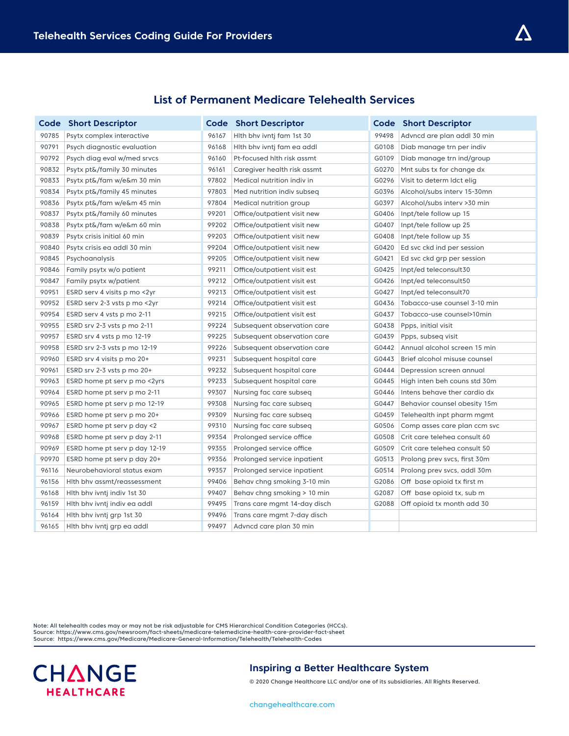## List of Permanent Medicare Telehealth Services

| Code | Short Descriptor | Code | Short Descriptor | Code | Short Descriptor |
|---|---|---|---|---|---|
| 90785 | Psytx complex interactive | 96167 | Hlth bhv ivntj fam 1st 30 | 99498 | Advncd are plan addl 30 min |
| 90791 | Psych diagnostic evaluation | 96168 | Hlth bhv ivntj fam ea addl | G0108 | Diab manage trn per indiv |
| 90792 | Psych diag eval w/med srvcs | 96160 | Pt-focused hlth risk assmt | G0109 | Diab manage trn ind/group |
| 90832 | Psytx pt&/family 30 minutes | 96161 | Caregiver health risk assmt | G0270 | Mnt subs tx for change dx |
| 90833 | Psytx pt&/fam w/e&m 30 min | 97802 | Medical nutrition indiv in | G0296 | Visit to determ ldct elig |
| 90834 | Psytx pt&/family 45 minutes | 97803 | Med nutrition indiv subseq | G0396 | Alcohol/subs interv 15-30mn |
| 90836 | Psytx pt&/fam w/e&m 45 min | 97804 | Medical nutrition group | G0397 | Alcohol/subs interv >30 min |
| 90837 | Psytx pt&/family 60 minutes | 99201 | Office/outpatient visit new | G0406 | Inpt/tele follow up 15 |
| 90838 | Psytx pt&/fam w/e&m 60 min | 99202 | Office/outpatient visit new | G0407 | Inpt/tele follow up 25 |
| 90839 | Psytx crisis initial 60 min | 99203 | Office/outpatient visit new | G0408 | Inpt/tele follow up 35 |
| 90840 | Psytx crisis ea addl 30 min | 99204 | Office/outpatient visit new | G0420 | Ed svc ckd ind per session |
| 90845 | Psychoanalysis | 99205 | Office/outpatient visit new | G0421 | Ed svc ckd grp per session |
| 90846 | Family psytx w/o patient | 99211 | Office/outpatient visit est | G0425 | Inpt/ed teleconsult30 |
| 90847 | Family psytx w/patient | 99212 | Office/outpatient visit est | G0426 | Inpt/ed teleconsult50 |
| 90951 | ESRD serv 4 visits p mo <2yr | 99213 | Office/outpatient visit est | G0427 | Inpt/ed teleconsult70 |
| 90952 | ESRD serv 2-3 vsts p mo <2yr | 99214 | Office/outpatient visit est | G0436 | Tobacco-use counsel 3-10 min |
| 90954 | ESRD serv 4 vsts p mo 2-11 | 99215 | Office/outpatient visit est | G0437 | Tobacco-use counsel>10min |
| 90955 | ESRD srv 2-3 vsts p mo 2-11 | 99224 | Subsequent observation care | G0438 | Ppps, initial visit |
| 90957 | ESRD srv 4 vsts p mo 12-19 | 99225 | Subsequent observation care | G0439 | Ppps, subseq visit |
| 90958 | ESRD srv 2-3 vsts p mo 12-19 | 99226 | Subsequent observation care | G0442 | Annual alcohol screen 15 min |
| 90960 | ESRD srv 4 visits p mo 20+ | 99231 | Subsequent hospital care | G0443 | Brief alcohol misuse counsel |
| 90961 | ESRD srv 2-3 vsts p mo 20+ | 99232 | Subsequent hospital care | G0444 | Depression screen annual |
| 90963 | ESRD home pt serv p mo <2yrs | 99233 | Subsequent hospital care | G0445 | High inten beh couns std 30m |
| 90964 | ESRD home pt serv p mo 2-11 | 99307 | Nursing fac care subseq | G0446 | Intens behave ther cardio dx |
| 90965 | ESRD home pt serv p mo 12-19 | 99308 | Nursing fac care subseq | G0447 | Behavior counsel obesity 15m |
| 90966 | ESRD home pt serv p mo 20+ | 99309 | Nursing fac care subseq | G0459 | Telehealth inpt pharm mgmt |
| 90967 | ESRD home pt serv p day <2 | 99310 | Nursing fac care subseq | G0506 | Comp asses care plan ccm svc |
| 90968 | ESRD home pt serv p day 2-11 | 99354 | Prolonged service office | G0508 | Crit care telehea consult 60 |
| 90969 | ESRD home pt serv p day 12-19 | 99355 | Prolonged service office | G0509 | Crit care telehea consult 50 |
| 90970 | ESRD home pt serv p day 20+ | 99356 | Prolonged service inpatient | G0513 | Prolong prev svcs, first 30m |
| 96116 | Neurobehavioral status exam | 99357 | Prolonged service inpatient | G0514 | Prolong prev svcs, addl 30m |
| 96156 | Hlth bhv assmt/reassessment | 99406 | Behav chng smoking 3-10 min | G2086 | Off base opioid tx first m |
| 96168 | Hlth bhv ivntj indiv 1st 30 | 99407 | Behav chng smoking > 10 min | G2087 | Off base opioid tx, sub m |
| 96159 | Hlth bhv ivntj indiv ea addl | 99495 | Trans care mgmt 14-day disch | G2088 | Off opioid tx month add 30 |
| 96164 | Hlth bhv ivntj grp 1st 30 | 99496 | Trans care mgmt 7-day disch | | |
| 96165 | Hlth bhv ivntj grp ea addl | 99497 | Advncd care plan 30 min | | |

Note: All telehealth codes may or may not be risk adjustable for CMS Hierarchical Condition Categories (HCCs).
Source: https://www.cms.gov/newsroom/fact-sheets/medicare-telemedicine-health-care-provider-fact-sheet
Source: https://www.cms.gov/Medicare/Medicare-General-Information/Telehealth/Telehealth-Codes

CHANGE HEALTHCARE

**Inspiring a Better Healthcare System**

© 2020 Change Healthcare LLC and/or one of its subsidiaries. All Rights Reserved.

changehealthcare.com